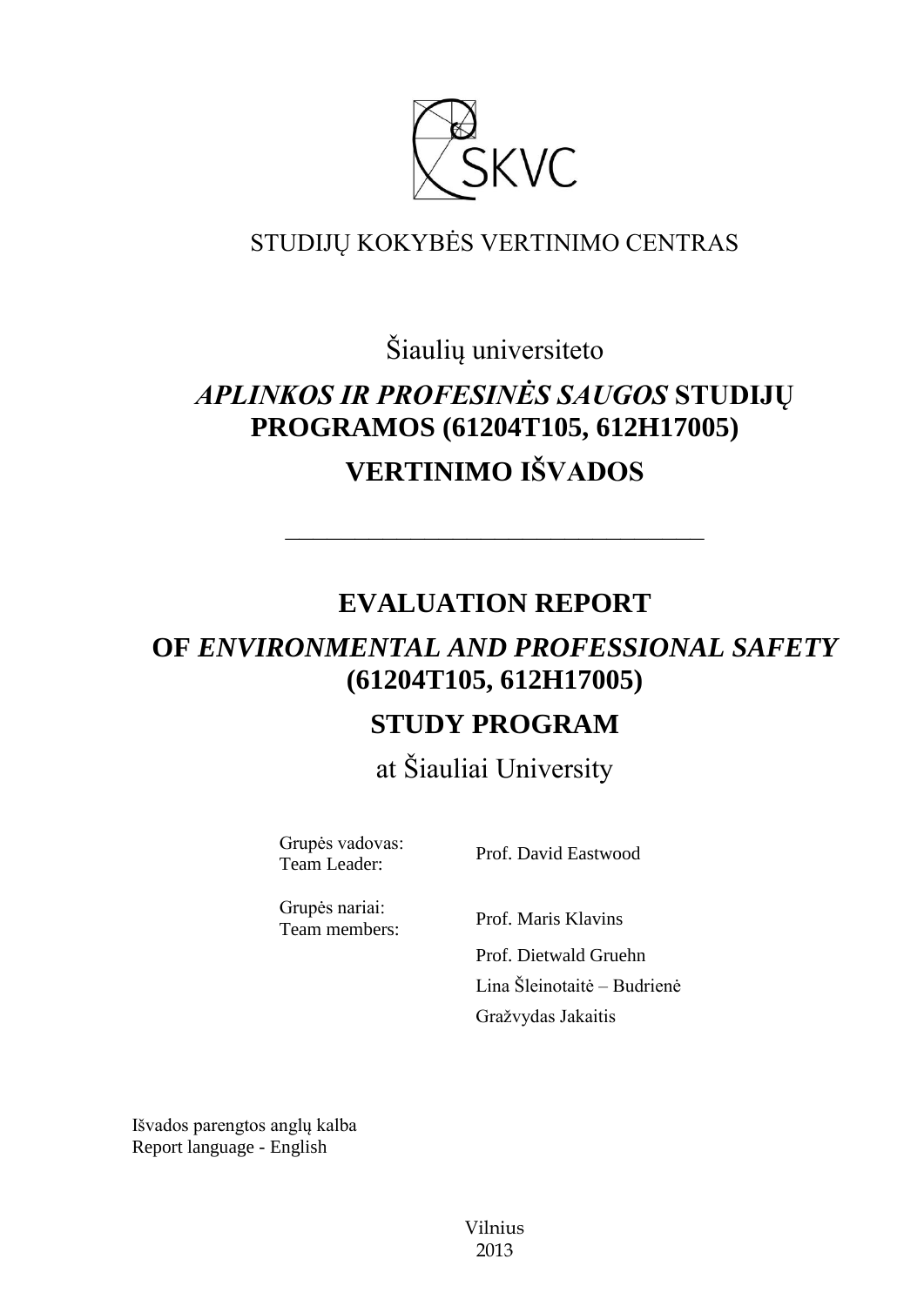SKVC

STUDIJŲ KOKYBĖS VERTINIMO CENTRAS

Šiaulių universiteto

# *APLINKOS IR PROFESINĖS SAUGOS* STUDIJŲ PROGRAMOS (61204T105, 612H17005)

# VERTINIMO IŠVADOS

---

# EVALUATION REPORT

# OF *ENVIRONMENTAL AND PROFESSIONAL SAFETY* (61204T105, 612H17005)

# STUDY PROGRAM

at Šiauliai University

| | |
|---|---|
| Grupės vadovas: Team Leader: | Prof. David Eastwood |
| Grupės nariai: Team members: | Prof. Maris Klavins |
| | Prof. Dietwald Gruehn |
| | Lina Šleinotaitė – Budrienė |
| | Gražvydas Jakaitis |

Išvados parengtos anglų kalba
Report language - English

Vilnius
2013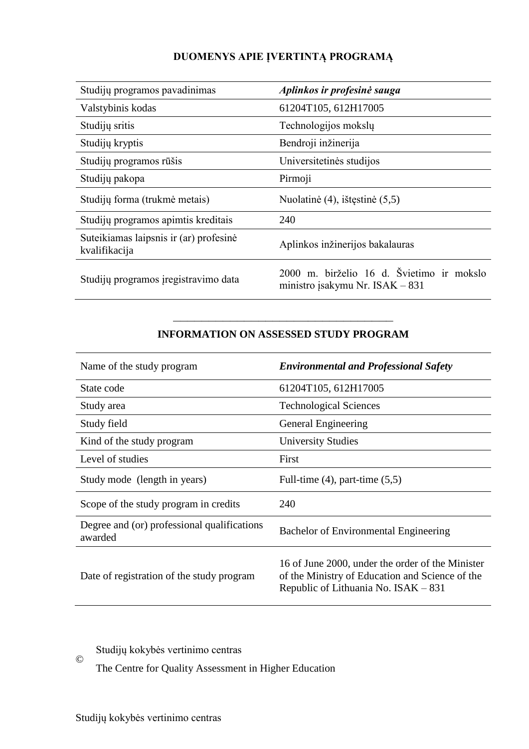## DUOMENYS APIE ĮVERTINTĄ PROGRAMĄ

| | |
|---|---|
| Studijų programos pavadinimas | ***Aplinkos ir profesinė sauga*** |
| Valstybinis kodas | 61204T105, 612H17005 |
| Studijų sritis | Technologijos mokslų |
| Studijų kryptis | Bendroji inžinerija |
| Studijų programos rūšis | Universitetinės studijos |
| Studijų pakopa | Pirmoji |
| Studijų forma (trukmė metais) | Nuolatinė (4), ištęstinė (5,5) |
| Studijų programos apimtis kreditais | 240 |
| Suteikiamas laipsnis ir (ar) profesinė kvalifikacija | Aplinkos inžinerijos bakalauras |
| Studijų programos įregistravimo data | 2000 m. birželio 16 d. Švietimo ir mokslo ministro įsakymu Nr. ISAK – 831 |

---

## INFORMATION ON ASSESSED STUDY PROGRAM

| | |
|---|---|
| Name of the study program | ***Environmental and Professional Safety*** |
| State code | 61204T105, 612H17005 |
| Study area | Technological Sciences |
| Study field | General Engineering |
| Kind of the study program | University Studies |
| Level of studies | First |
| Study mode (length in years) | Full-time (4), part-time (5,5) |
| Scope of the study program in credits | 240 |
| Degree and (or) professional qualifications awarded | Bachelor of Environmental Engineering |
| Date of registration of the study program | 16 of June 2000, under the order of the Minister of the Ministry of Education and Science of the Republic of Lithuania No. ISAK – 831 |

© Studijų kokybės vertinimo centras
The Centre for Quality Assessment in Higher Education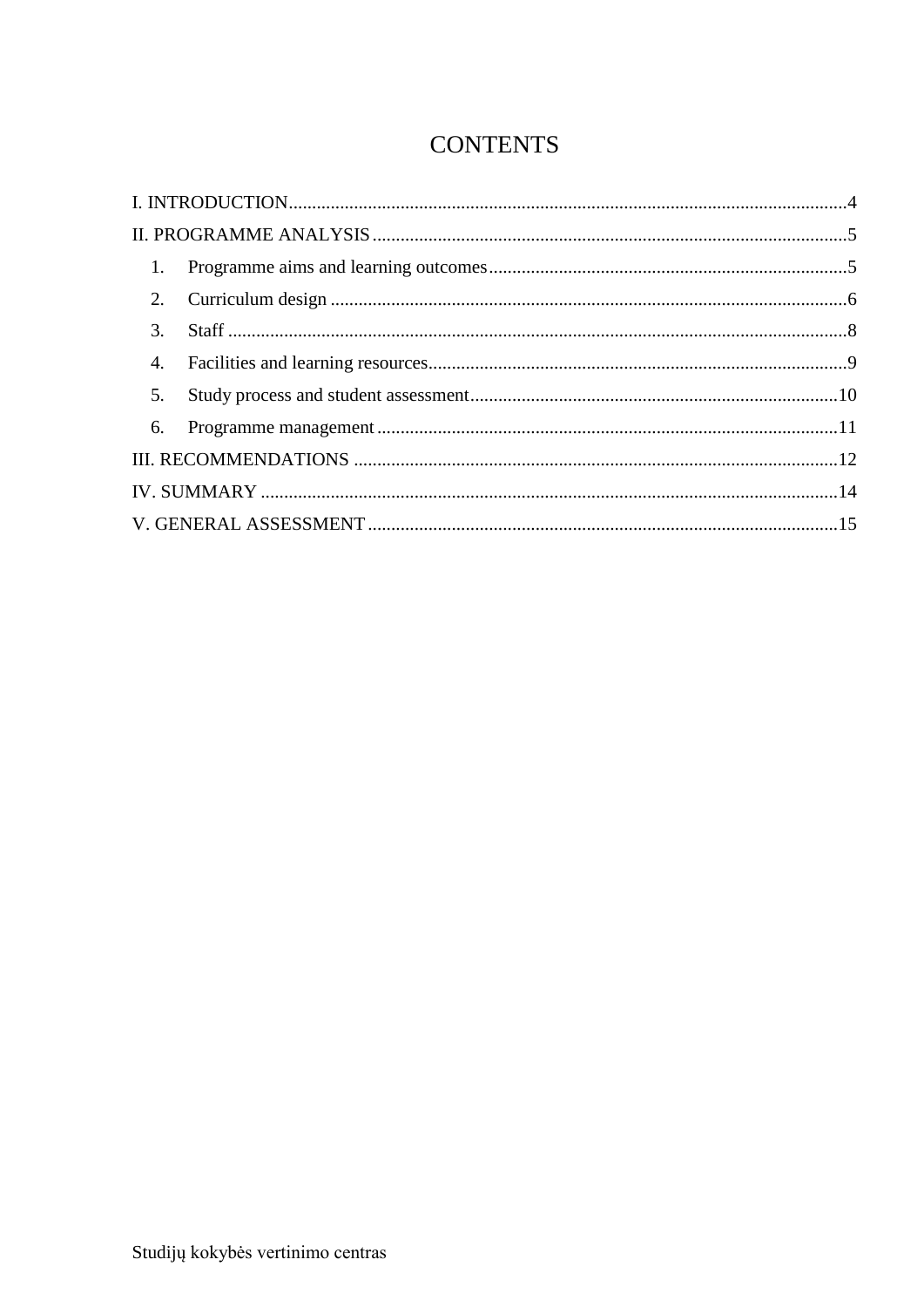# CONTENTS

I. INTRODUCTION....4

II. PROGRAMME ANALYSIS....5

1. Programme aims and learning outcomes....5
2. Curriculum design....6
3. Staff....8
4. Facilities and learning resources....9
5. Study process and student assessment....10
6. Programme management....11

III. RECOMMENDATIONS....12

IV. SUMMARY....14

V. GENERAL ASSESSMENT....15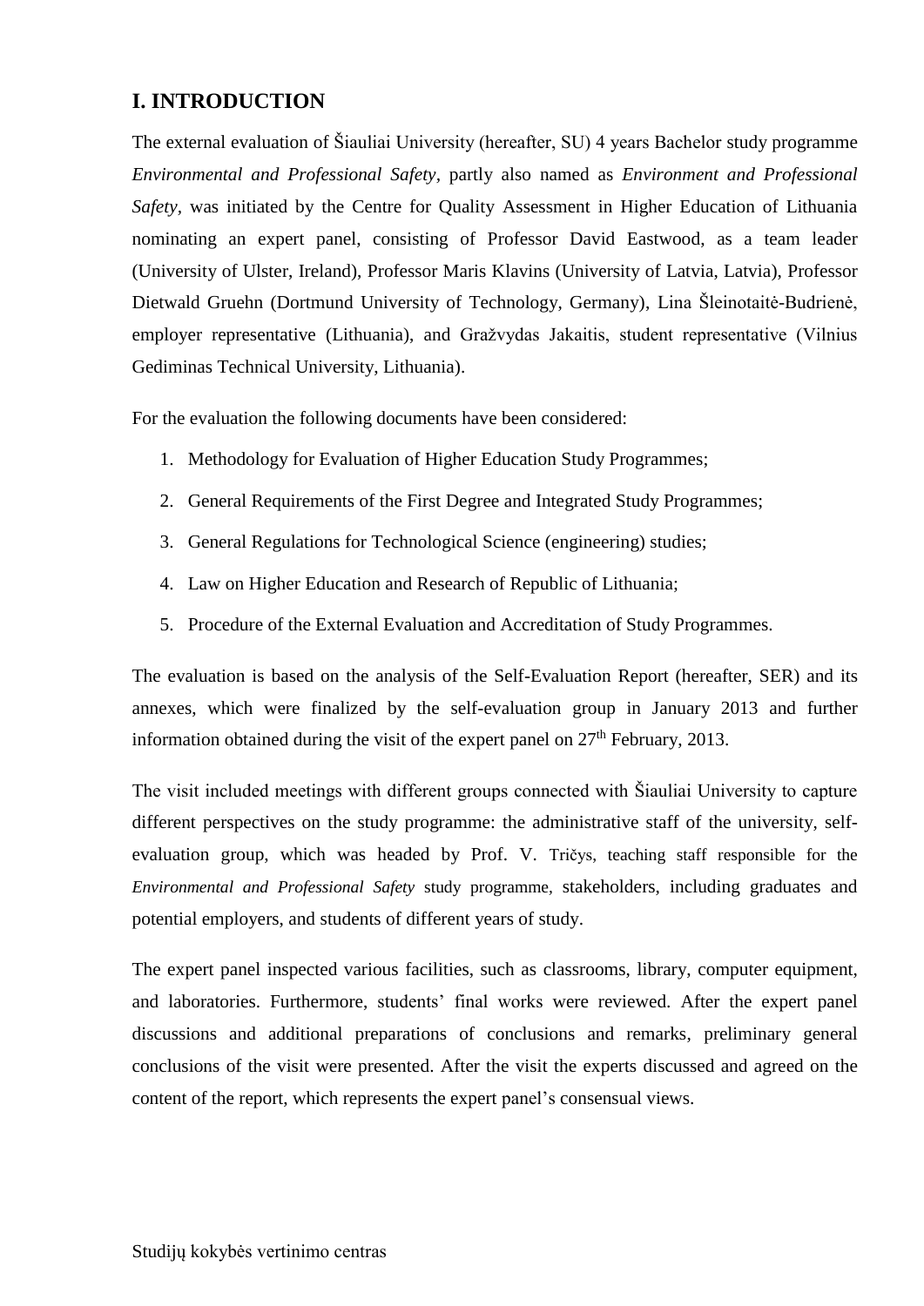# I. INTRODUCTION

The external evaluation of Šiauliai University (hereafter, SU) 4 years Bachelor study programme *Environmental and Professional Safety*, partly also named as *Environment and Professional Safety*, was initiated by the Centre for Quality Assessment in Higher Education of Lithuania nominating an expert panel, consisting of Professor David Eastwood, as a team leader (University of Ulster, Ireland), Professor Maris Klavins (University of Latvia, Latvia), Professor Dietwald Gruehn (Dortmund University of Technology, Germany), Lina Šleinotaitė-Budrienė, employer representative (Lithuania), and Gražvydas Jakaitis, student representative (Vilnius Gediminas Technical University, Lithuania).

For the evaluation the following documents have been considered:

1. Methodology for Evaluation of Higher Education Study Programmes;
2. General Requirements of the First Degree and Integrated Study Programmes;
3. General Regulations for Technological Science (engineering) studies;
4. Law on Higher Education and Research of Republic of Lithuania;
5. Procedure of the External Evaluation and Accreditation of Study Programmes.

The evaluation is based on the analysis of the Self-Evaluation Report (hereafter, SER) and its annexes, which were finalized by the self-evaluation group in January 2013 and further information obtained during the visit of the expert panel on 27th February, 2013.

The visit included meetings with different groups connected with Šiauliai University to capture different perspectives on the study programme: the administrative staff of the university, self-evaluation group, which was headed by Prof. V. Tričys, teaching staff responsible for the *Environmental and Professional Safety* study programme, stakeholders, including graduates and potential employers, and students of different years of study.

The expert panel inspected various facilities, such as classrooms, library, computer equipment, and laboratories. Furthermore, students' final works were reviewed. After the expert panel discussions and additional preparations of conclusions and remarks, preliminary general conclusions of the visit were presented. After the visit the experts discussed and agreed on the content of the report, which represents the expert panel's consensual views.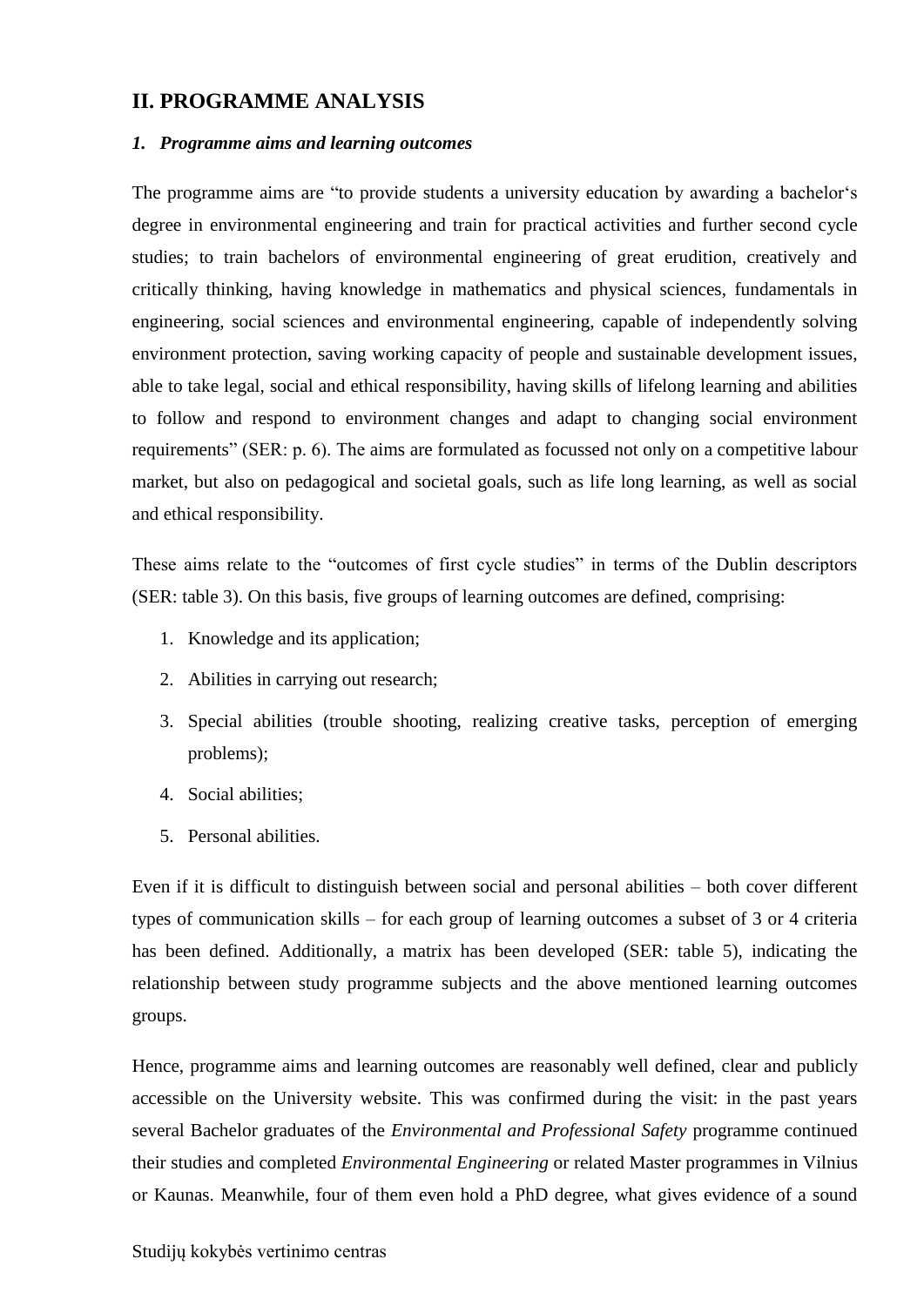## II. PROGRAMME ANALYSIS

### *1. Programme aims and learning outcomes*

The programme aims are "to provide students a university education by awarding a bachelor's degree in environmental engineering and train for practical activities and further second cycle studies; to train bachelors of environmental engineering of great erudition, creatively and critically thinking, having knowledge in mathematics and physical sciences, fundamentals in engineering, social sciences and environmental engineering, capable of independently solving environment protection, saving working capacity of people and sustainable development issues, able to take legal, social and ethical responsibility, having skills of lifelong learning and abilities to follow and respond to environment changes and adapt to changing social environment requirements" (SER: p. 6). The aims are formulated as focussed not only on a competitive labour market, but also on pedagogical and societal goals, such as life long learning, as well as social and ethical responsibility.

These aims relate to the "outcomes of first cycle studies" in terms of the Dublin descriptors (SER: table 3). On this basis, five groups of learning outcomes are defined, comprising:

1. Knowledge and its application;
2. Abilities in carrying out research;
3. Special abilities (trouble shooting, realizing creative tasks, perception of emerging problems);
4. Social abilities;
5. Personal abilities.

Even if it is difficult to distinguish between social and personal abilities – both cover different types of communication skills – for each group of learning outcomes a subset of 3 or 4 criteria has been defined. Additionally, a matrix has been developed (SER: table 5), indicating the relationship between study programme subjects and the above mentioned learning outcomes groups.

Hence, programme aims and learning outcomes are reasonably well defined, clear and publicly accessible on the University website. This was confirmed during the visit: in the past years several Bachelor graduates of the *Environmental and Professional Safety* programme continued their studies and completed *Environmental Engineering* or related Master programmes in Vilnius or Kaunas. Meanwhile, four of them even hold a PhD degree, what gives evidence of a sound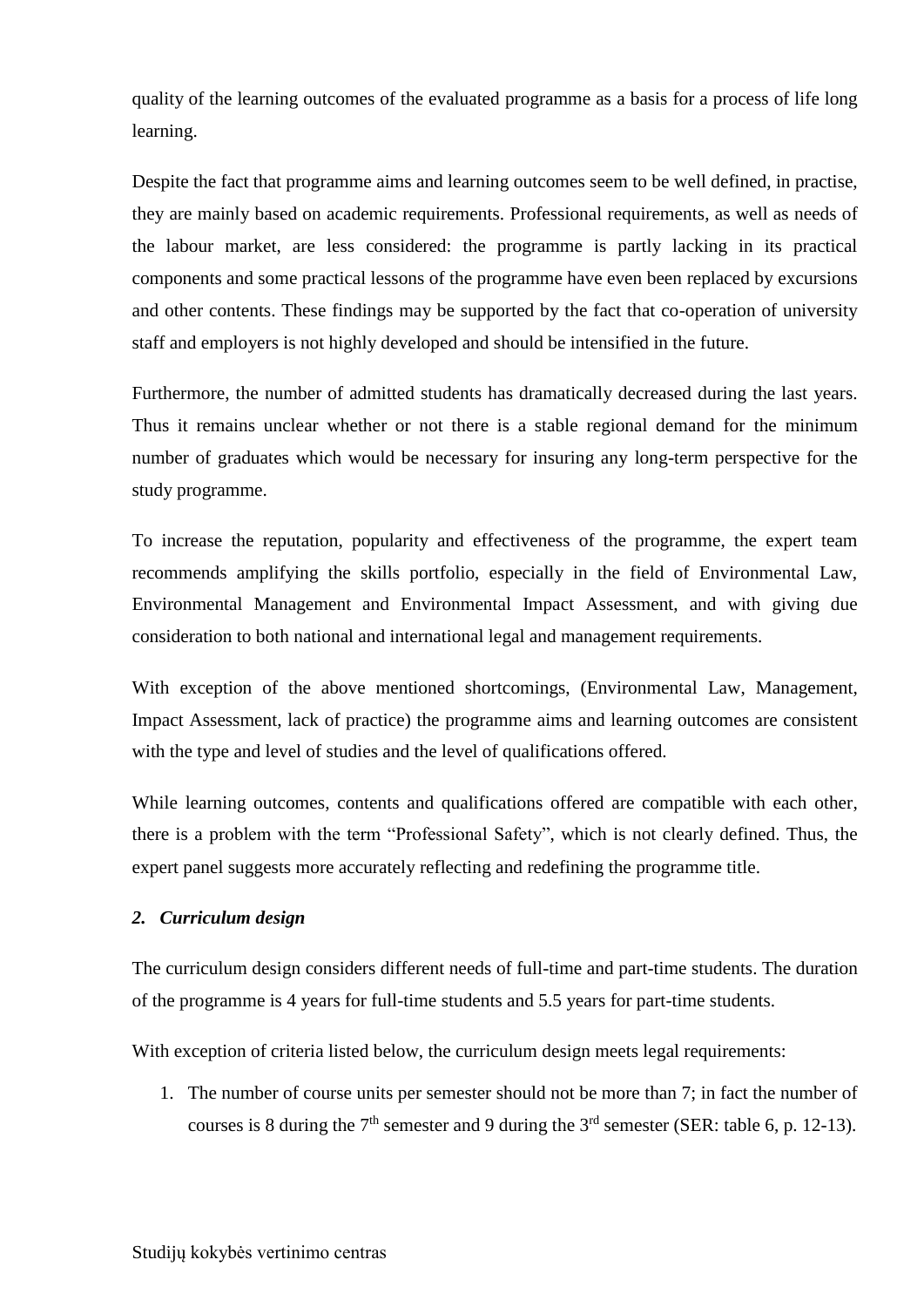quality of the learning outcomes of the evaluated programme as a basis for a process of life long learning.

Despite the fact that programme aims and learning outcomes seem to be well defined, in practise, they are mainly based on academic requirements. Professional requirements, as well as needs of the labour market, are less considered: the programme is partly lacking in its practical components and some practical lessons of the programme have even been replaced by excursions and other contents. These findings may be supported by the fact that co-operation of university staff and employers is not highly developed and should be intensified in the future.

Furthermore, the number of admitted students has dramatically decreased during the last years. Thus it remains unclear whether or not there is a stable regional demand for the minimum number of graduates which would be necessary for insuring any long-term perspective for the study programme.

To increase the reputation, popularity and effectiveness of the programme, the expert team recommends amplifying the skills portfolio, especially in the field of Environmental Law, Environmental Management and Environmental Impact Assessment, and with giving due consideration to both national and international legal and management requirements.

With exception of the above mentioned shortcomings, (Environmental Law, Management, Impact Assessment, lack of practice) the programme aims and learning outcomes are consistent with the type and level of studies and the level of qualifications offered.

While learning outcomes, contents and qualifications offered are compatible with each other, there is a problem with the term "Professional Safety", which is not clearly defined. Thus, the expert panel suggests more accurately reflecting and redefining the programme title.

### *2. Curriculum design*

The curriculum design considers different needs of full-time and part-time students. The duration of the programme is 4 years for full-time students and 5.5 years for part-time students.

With exception of criteria listed below, the curriculum design meets legal requirements:

1. The number of course units per semester should not be more than 7; in fact the number of courses is 8 during the 7th semester and 9 during the 3rd semester (SER: table 6, p. 12-13).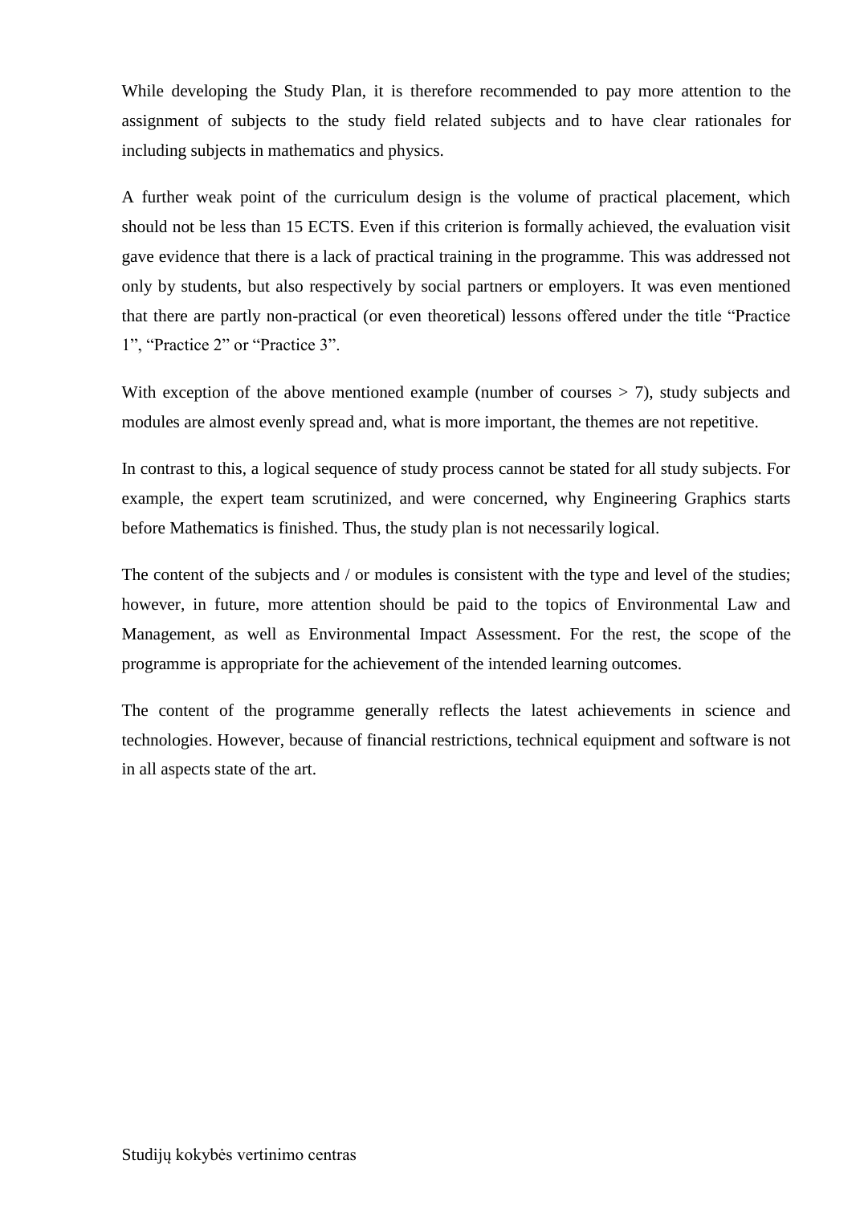While developing the Study Plan, it is therefore recommended to pay more attention to the assignment of subjects to the study field related subjects and to have clear rationales for including subjects in mathematics and physics.

A further weak point of the curriculum design is the volume of practical placement, which should not be less than 15 ECTS. Even if this criterion is formally achieved, the evaluation visit gave evidence that there is a lack of practical training in the programme. This was addressed not only by students, but also respectively by social partners or employers. It was even mentioned that there are partly non-practical (or even theoretical) lessons offered under the title "Practice 1", "Practice 2" or "Practice 3".

With exception of the above mentioned example (number of courses > 7), study subjects and modules are almost evenly spread and, what is more important, the themes are not repetitive.

In contrast to this, a logical sequence of study process cannot be stated for all study subjects. For example, the expert team scrutinized, and were concerned, why Engineering Graphics starts before Mathematics is finished. Thus, the study plan is not necessarily logical.

The content of the subjects and / or modules is consistent with the type and level of the studies; however, in future, more attention should be paid to the topics of Environmental Law and Management, as well as Environmental Impact Assessment. For the rest, the scope of the programme is appropriate for the achievement of the intended learning outcomes.

The content of the programme generally reflects the latest achievements in science and technologies. However, because of financial restrictions, technical equipment and software is not in all aspects state of the art.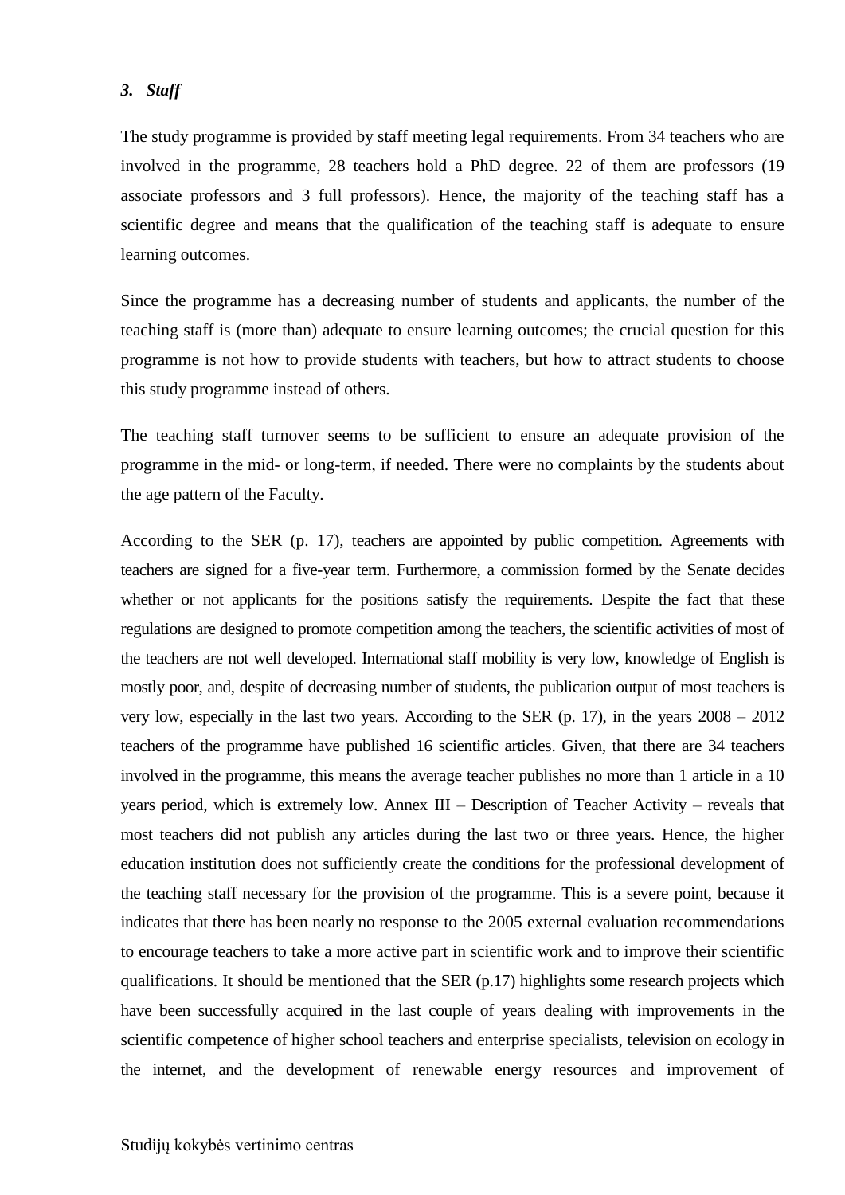### *3. Staff*

The study programme is provided by staff meeting legal requirements. From 34 teachers who are involved in the programme, 28 teachers hold a PhD degree. 22 of them are professors (19 associate professors and 3 full professors). Hence, the majority of the teaching staff has a scientific degree and means that the qualification of the teaching staff is adequate to ensure learning outcomes.

Since the programme has a decreasing number of students and applicants, the number of the teaching staff is (more than) adequate to ensure learning outcomes; the crucial question for this programme is not how to provide students with teachers, but how to attract students to choose this study programme instead of others.

The teaching staff turnover seems to be sufficient to ensure an adequate provision of the programme in the mid- or long-term, if needed. There were no complaints by the students about the age pattern of the Faculty.

According to the SER (p. 17), teachers are appointed by public competition. Agreements with teachers are signed for a five-year term. Furthermore, a commission formed by the Senate decides whether or not applicants for the positions satisfy the requirements. Despite the fact that these regulations are designed to promote competition among the teachers, the scientific activities of most of the teachers are not well developed. International staff mobility is very low, knowledge of English is mostly poor, and, despite of decreasing number of students, the publication output of most teachers is very low, especially in the last two years. According to the SER (p. 17), in the years 2008 – 2012 teachers of the programme have published 16 scientific articles. Given, that there are 34 teachers involved in the programme, this means the average teacher publishes no more than 1 article in a 10 years period, which is extremely low. Annex III – Description of Teacher Activity – reveals that most teachers did not publish any articles during the last two or three years. Hence, the higher education institution does not sufficiently create the conditions for the professional development of the teaching staff necessary for the provision of the programme. This is a severe point, because it indicates that there has been nearly no response to the 2005 external evaluation recommendations to encourage teachers to take a more active part in scientific work and to improve their scientific qualifications. It should be mentioned that the SER (p.17) highlights some research projects which have been successfully acquired in the last couple of years dealing with improvements in the scientific competence of higher school teachers and enterprise specialists, television on ecology in the internet, and the development of renewable energy resources and improvement of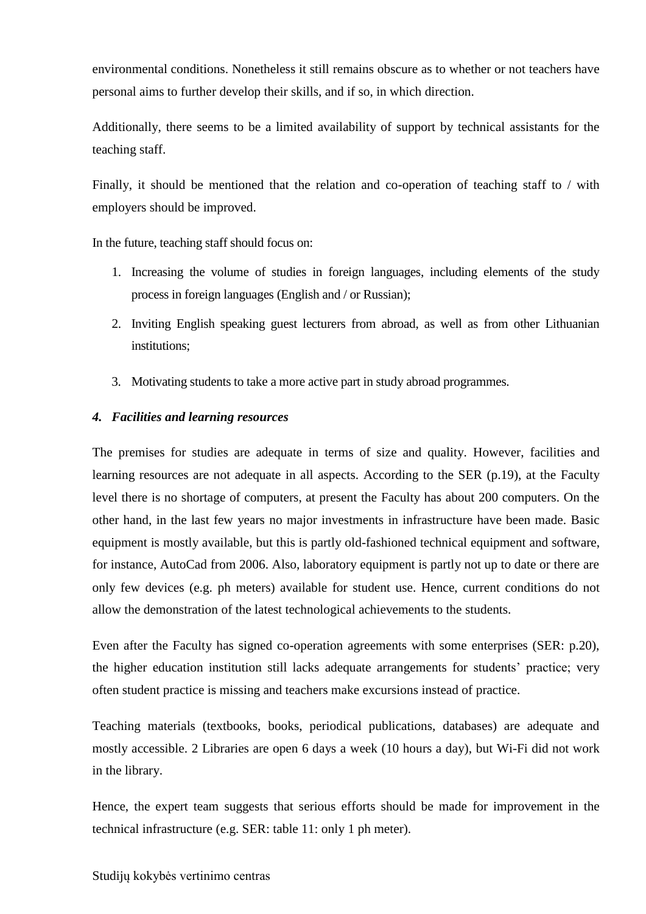environmental conditions. Nonetheless it still remains obscure as to whether or not teachers have personal aims to further develop their skills, and if so, in which direction.

Additionally, there seems to be a limited availability of support by technical assistants for the teaching staff.

Finally, it should be mentioned that the relation and co-operation of teaching staff to / with employers should be improved.

In the future, teaching staff should focus on:

1. Increasing the volume of studies in foreign languages, including elements of the study process in foreign languages (English and / or Russian);
2. Inviting English speaking guest lecturers from abroad, as well as from other Lithuanian institutions;
3. Motivating students to take a more active part in study abroad programmes.

### *4. Facilities and learning resources*

The premises for studies are adequate in terms of size and quality. However, facilities and learning resources are not adequate in all aspects. According to the SER (p.19), at the Faculty level there is no shortage of computers, at present the Faculty has about 200 computers. On the other hand, in the last few years no major investments in infrastructure have been made. Basic equipment is mostly available, but this is partly old-fashioned technical equipment and software, for instance, AutoCad from 2006. Also, laboratory equipment is partly not up to date or there are only few devices (e.g. ph meters) available for student use. Hence, current conditions do not allow the demonstration of the latest technological achievements to the students.

Even after the Faculty has signed co-operation agreements with some enterprises (SER: p.20), the higher education institution still lacks adequate arrangements for students' practice; very often student practice is missing and teachers make excursions instead of practice.

Teaching materials (textbooks, books, periodical publications, databases) are adequate and mostly accessible. 2 Libraries are open 6 days a week (10 hours a day), but Wi-Fi did not work in the library.

Hence, the expert team suggests that serious efforts should be made for improvement in the technical infrastructure (e.g. SER: table 11: only 1 ph meter).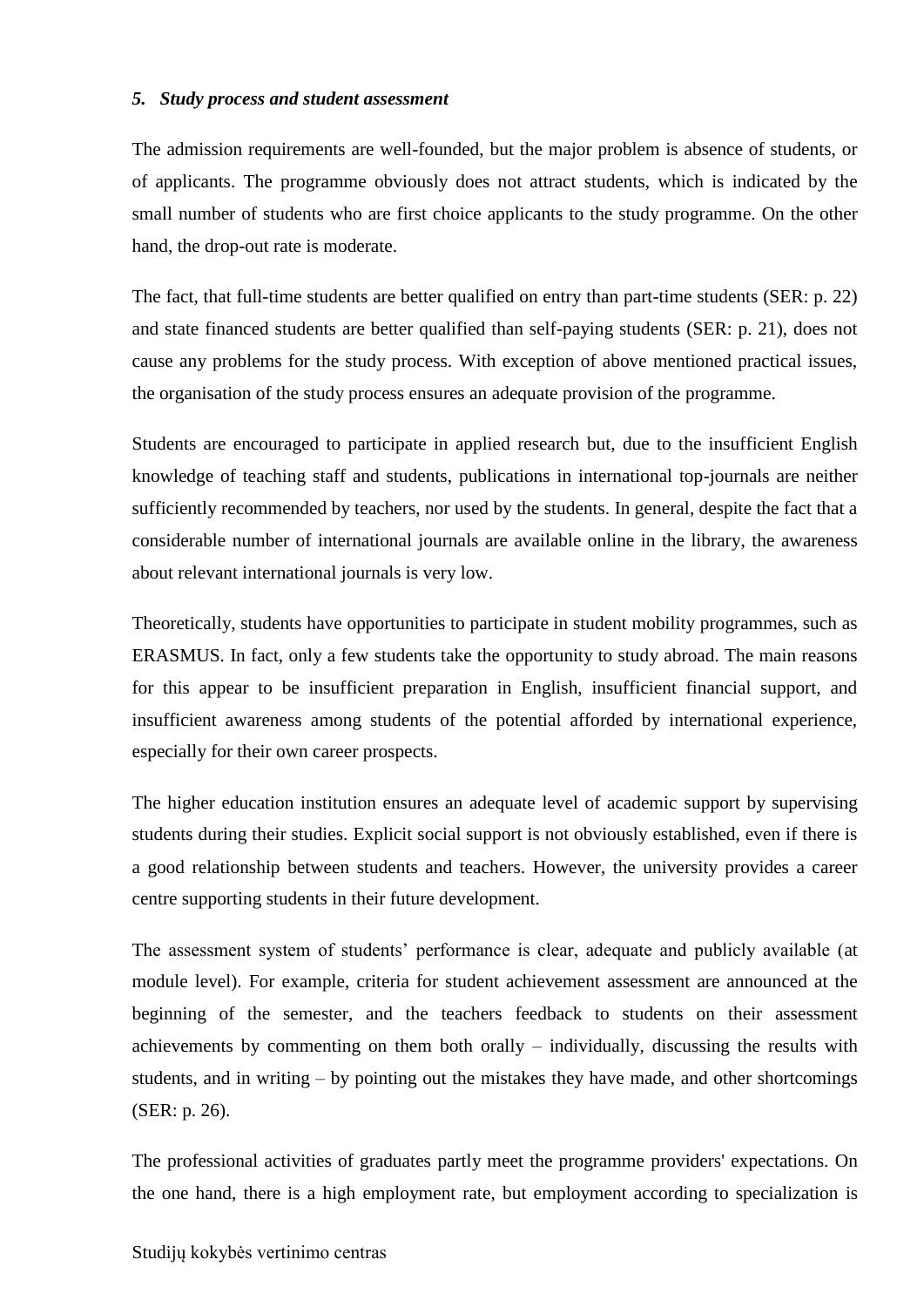### *5. Study process and student assessment*

The admission requirements are well-founded, but the major problem is absence of students, or of applicants. The programme obviously does not attract students, which is indicated by the small number of students who are first choice applicants to the study programme. On the other hand, the drop-out rate is moderate.

The fact, that full-time students are better qualified on entry than part-time students (SER: p. 22) and state financed students are better qualified than self-paying students (SER: p. 21), does not cause any problems for the study process. With exception of above mentioned practical issues, the organisation of the study process ensures an adequate provision of the programme.

Students are encouraged to participate in applied research but, due to the insufficient English knowledge of teaching staff and students, publications in international top-journals are neither sufficiently recommended by teachers, nor used by the students. In general, despite the fact that a considerable number of international journals are available online in the library, the awareness about relevant international journals is very low.

Theoretically, students have opportunities to participate in student mobility programmes, such as ERASMUS. In fact, only a few students take the opportunity to study abroad. The main reasons for this appear to be insufficient preparation in English, insufficient financial support, and insufficient awareness among students of the potential afforded by international experience, especially for their own career prospects.

The higher education institution ensures an adequate level of academic support by supervising students during their studies. Explicit social support is not obviously established, even if there is a good relationship between students and teachers. However, the university provides a career centre supporting students in their future development.

The assessment system of students' performance is clear, adequate and publicly available (at module level). For example, criteria for student achievement assessment are announced at the beginning of the semester, and the teachers feedback to students on their assessment achievements by commenting on them both orally – individually, discussing the results with students, and in writing – by pointing out the mistakes they have made, and other shortcomings (SER: p. 26).

The professional activities of graduates partly meet the programme providers' expectations. On the one hand, there is a high employment rate, but employment according to specialization is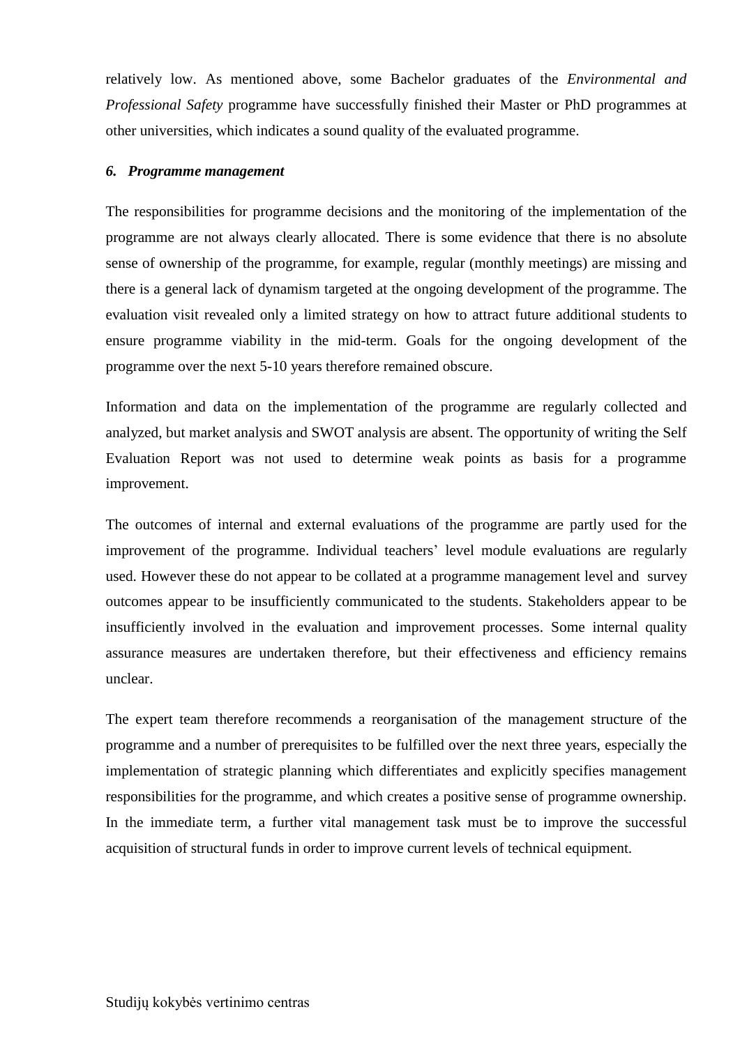relatively low. As mentioned above, some Bachelor graduates of the *Environmental and Professional Safety* programme have successfully finished their Master or PhD programmes at other universities, which indicates a sound quality of the evaluated programme.

### *6. Programme management*

The responsibilities for programme decisions and the monitoring of the implementation of the programme are not always clearly allocated. There is some evidence that there is no absolute sense of ownership of the programme, for example, regular (monthly meetings) are missing and there is a general lack of dynamism targeted at the ongoing development of the programme. The evaluation visit revealed only a limited strategy on how to attract future additional students to ensure programme viability in the mid-term. Goals for the ongoing development of the programme over the next 5-10 years therefore remained obscure.

Information and data on the implementation of the programme are regularly collected and analyzed, but market analysis and SWOT analysis are absent. The opportunity of writing the Self Evaluation Report was not used to determine weak points as basis for a programme improvement.

The outcomes of internal and external evaluations of the programme are partly used for the improvement of the programme. Individual teachers' level module evaluations are regularly used. However these do not appear to be collated at a programme management level and survey outcomes appear to be insufficiently communicated to the students. Stakeholders appear to be insufficiently involved in the evaluation and improvement processes. Some internal quality assurance measures are undertaken therefore, but their effectiveness and efficiency remains unclear.

The expert team therefore recommends a reorganisation of the management structure of the programme and a number of prerequisites to be fulfilled over the next three years, especially the implementation of strategic planning which differentiates and explicitly specifies management responsibilities for the programme, and which creates a positive sense of programme ownership. In the immediate term, a further vital management task must be to improve the successful acquisition of structural funds in order to improve current levels of technical equipment.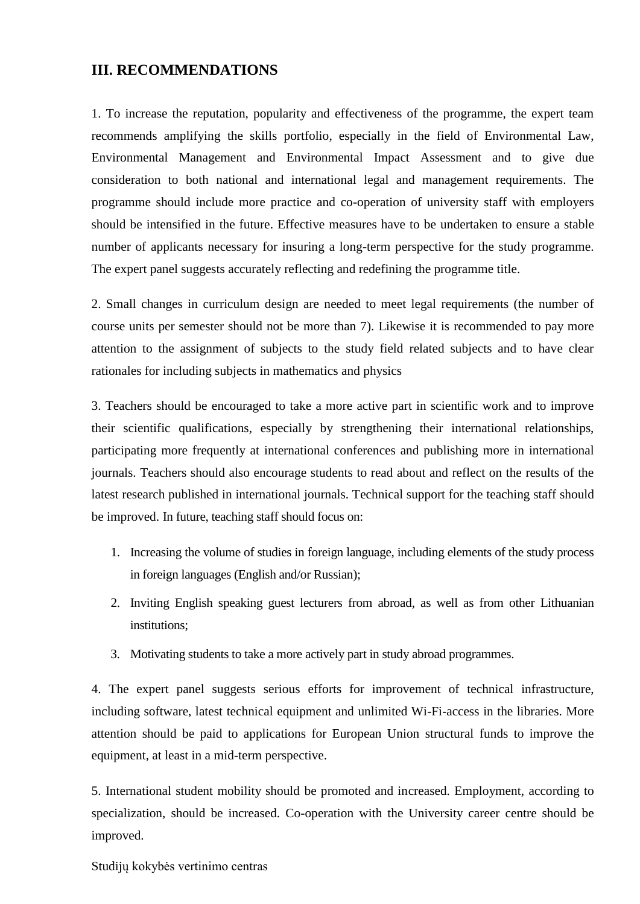## III. RECOMMENDATIONS

1. To increase the reputation, popularity and effectiveness of the programme, the expert team recommends amplifying the skills portfolio, especially in the field of Environmental Law, Environmental Management and Environmental Impact Assessment and to give due consideration to both national and international legal and management requirements. The programme should include more practice and co-operation of university staff with employers should be intensified in the future. Effective measures have to be undertaken to ensure a stable number of applicants necessary for insuring a long-term perspective for the study programme. The expert panel suggests accurately reflecting and redefining the programme title.

2. Small changes in curriculum design are needed to meet legal requirements (the number of course units per semester should not be more than 7). Likewise it is recommended to pay more attention to the assignment of subjects to the study field related subjects and to have clear rationales for including subjects in mathematics and physics

3. Teachers should be encouraged to take a more active part in scientific work and to improve their scientific qualifications, especially by strengthening their international relationships, participating more frequently at international conferences and publishing more in international journals. Teachers should also encourage students to read about and reflect on the results of the latest research published in international journals. Technical support for the teaching staff should be improved. In future, teaching staff should focus on:

1. Increasing the volume of studies in foreign language, including elements of the study process in foreign languages (English and/or Russian);
2. Inviting English speaking guest lecturers from abroad, as well as from other Lithuanian institutions;
3. Motivating students to take a more actively part in study abroad programmes.

4. The expert panel suggests serious efforts for improvement of technical infrastructure, including software, latest technical equipment and unlimited Wi-Fi-access in the libraries. More attention should be paid to applications for European Union structural funds to improve the equipment, at least in a mid-term perspective.

5. International student mobility should be promoted and increased. Employment, according to specialization, should be increased. Co-operation with the University career centre should be improved.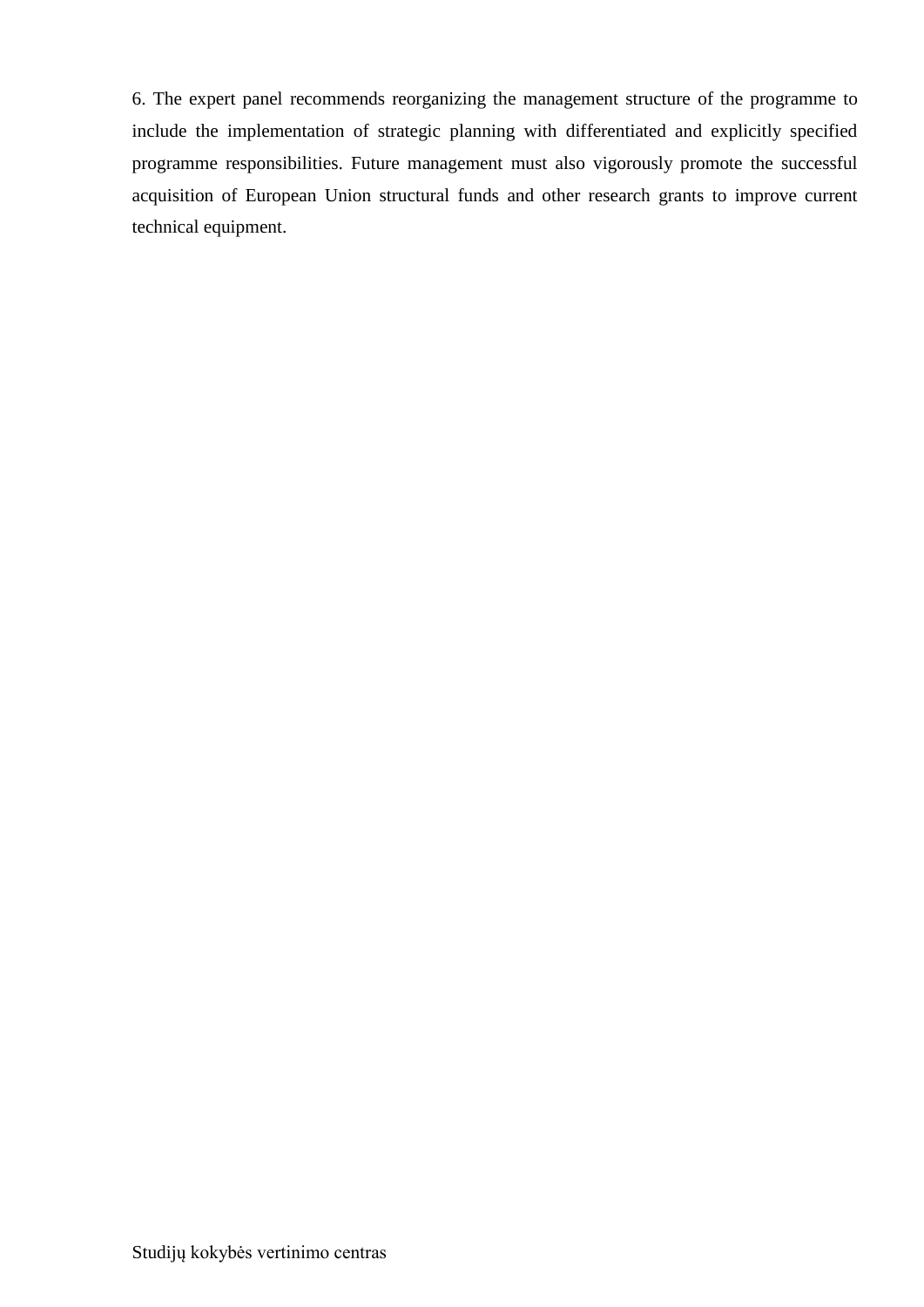6. The expert panel recommends reorganizing the management structure of the programme to include the implementation of strategic planning with differentiated and explicitly specified programme responsibilities. Future management must also vigorously promote the successful acquisition of European Union structural funds and other research grants to improve current technical equipment.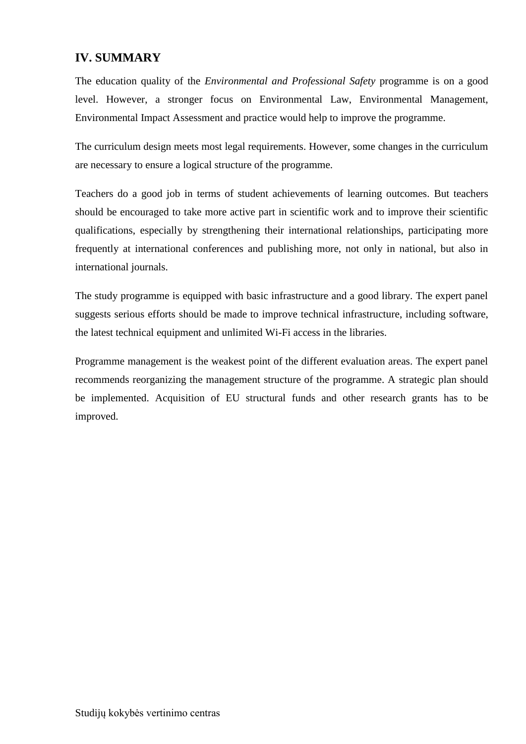## IV. SUMMARY

The education quality of the *Environmental and Professional Safety* programme is on a good level. However, a stronger focus on Environmental Law, Environmental Management, Environmental Impact Assessment and practice would help to improve the programme.

The curriculum design meets most legal requirements. However, some changes in the curriculum are necessary to ensure a logical structure of the programme.

Teachers do a good job in terms of student achievements of learning outcomes. But teachers should be encouraged to take more active part in scientific work and to improve their scientific qualifications, especially by strengthening their international relationships, participating more frequently at international conferences and publishing more, not only in national, but also in international journals.

The study programme is equipped with basic infrastructure and a good library. The expert panel suggests serious efforts should be made to improve technical infrastructure, including software, the latest technical equipment and unlimited Wi-Fi access in the libraries.

Programme management is the weakest point of the different evaluation areas. The expert panel recommends reorganizing the management structure of the programme. A strategic plan should be implemented. Acquisition of EU structural funds and other research grants has to be improved.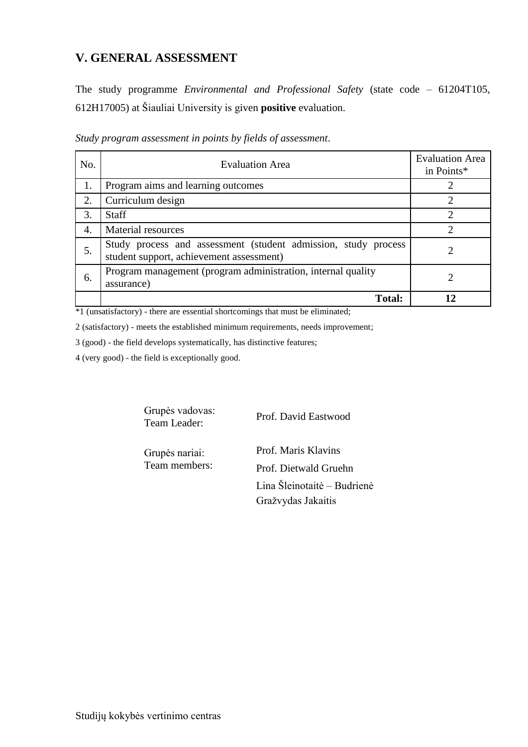## V. GENERAL ASSESSMENT

The study programme *Environmental and Professional Safety* (state code – 61204T105, 612H17005) at Šiauliai University is given **positive** evaluation.

*Study program assessment in points by fields of assessment*.

| No. | Evaluation Area | Evaluation Area in Points* |
|---|---|---|
| 1. | Program aims and learning outcomes | 2 |
| 2. | Curriculum design | 2 |
| 3. | Staff | 2 |
| 4. | Material resources | 2 |
| 5. | Study process and assessment (student admission, study process student support, achievement assessment) | 2 |
| 6. | Program management (program administration, internal quality assurance) | 2 |
| | **Total:** | **12** |

*1 (unsatisfactory) - there are essential shortcomings that must be eliminated;

2 (satisfactory) - meets the established minimum requirements, needs improvement;

3 (good) - the field develops systematically, has distinctive features;

4 (very good) - the field is exceptionally good.

Grupės vadovas:
Team Leader: Prof. David Eastwood

Grupės nariai:
Team members: Prof. Maris Klavins

Prof. Dietwald Gruehn

Lina Šleinotaitė – Budrienė

Gražvydas Jakaitis

Studijų kokybės vertinimo centras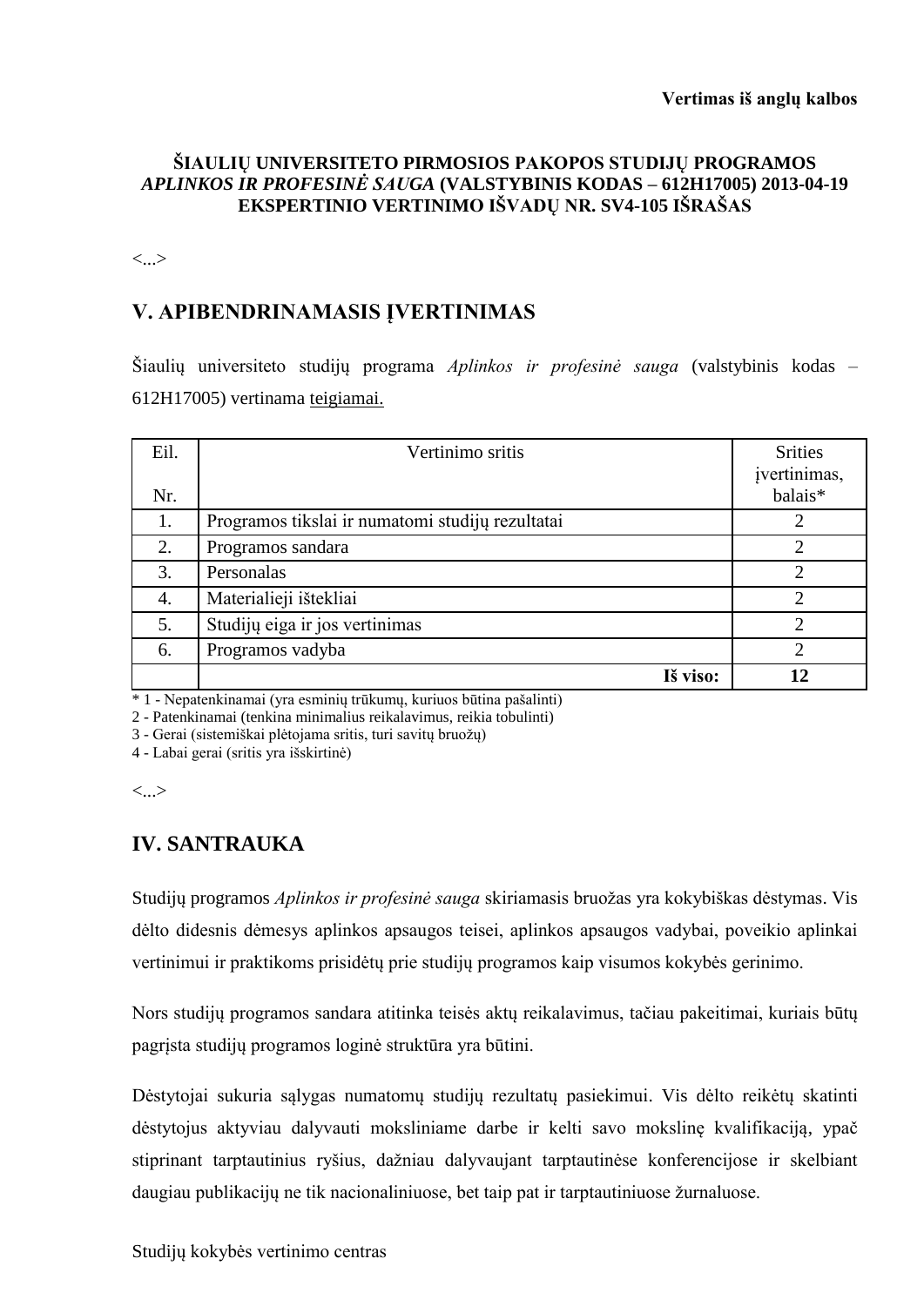**Vertimas iš anglų kalbos**

**ŠIAULIŲ UNIVERSITETO PIRMOSIOS PAKOPOS STUDIJŲ PROGRAMOS *APLINKOS IR PROFESINĖ SAUGA* (VALSTYBINIS KODAS – 612H17005) 2013-04-19 EKSPERTINIO VERTINIMO IŠVADŲ NR. SV4-105 IŠRAŠAS**

<...>

## V. APIBENDRINAMASIS ĮVERTINIMAS

Šiaulių universiteto studijų programa *Aplinkos ir profesinė sauga* (valstybinis kodas – 612H17005) vertinama teigiamai.

| Eil. Nr. | Vertinimo sritis | Srities įvertinimas, balais* |
|---|---|---|
| 1. | Programos tikslai ir numatomi studijų rezultatai | 2 |
| 2. | Programos sandara | 2 |
| 3. | Personalas | 2 |
| 4. | Materialieji ištekliai | 2 |
| 5. | Studijų eiga ir jos vertinimas | 2 |
| 6. | Programos vadyba | 2 |
| | **Iš viso:** | **12** |

\* 1 - Nepatenkinamai (yra esminių trūkumų, kuriuos būtina pašalinti)
2 - Patenkinamai (tenkina minimalius reikalavimus, reikia tobulinti)
3 - Gerai (sistemiškai plėtojama sritis, turi savitų bruožų)
4 - Labai gerai (sritis yra išskirtinė)

<...>

## IV. SANTRAUKA

Studijų programos *Aplinkos ir profesinė sauga* skiriamasis bruožas yra kokybiškas dėstymas. Vis dėlto didesnis dėmesys aplinkos apsaugos teisei, aplinkos apsaugos vadybai, poveikio aplinkai vertinimui ir praktikoms prisidėtų prie studijų programos kaip visumos kokybės gerinimo.

Nors studijų programos sandara atitinka teisės aktų reikalavimus, tačiau pakeitimai, kuriais būtų pagrįsta studijų programos loginė struktūra yra būtini.

Dėstytojai sukuria sąlygas numatomų studijų rezultatų pasiekimui. Vis dėlto reikėtų skatinti dėstytojus aktyviau dalyvauti moksliniame darbe ir kelti savo mokslinę kvalifikaciją, ypač stiprinant tarptautinius ryšius, dažniau dalyvaujant tarptautinėse konferencijose ir skelbiant daugiau publikacijų ne tik nacionaliniuose, bet taip pat ir tarptautiniuose žurnaluose.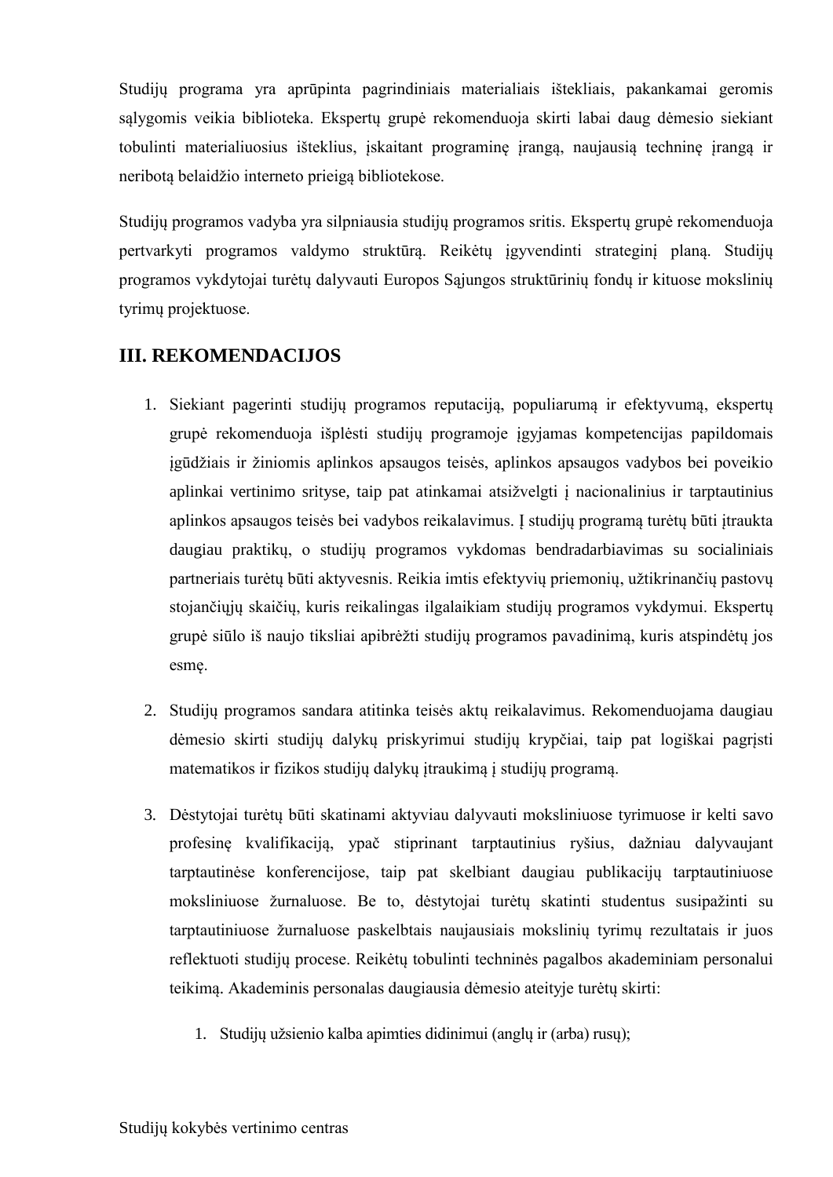Studijų programa yra aprūpinta pagrindiniais materialiais ištekliais, pakankamai geromis sąlygomis veikia biblioteka. Ekspertų grupė rekomenduoja skirti labai daug dėmesio siekiant tobulinti materialiuosius išteklius, įskaitant programinę įrangą, naujausią techninę įrangą ir neribotą belaidžio interneto prieigą bibliotekose.

Studijų programos vadyba yra silpniausia studijų programos sritis. Ekspertų grupė rekomenduoja pertvarkyti programos valdymo struktūrą. Reikėtų įgyvendinti strateginį planą. Studijų programos vykdytojai turėtų dalyvauti Europos Sąjungos struktūrinių fondų ir kituose mokslinių tyrimų projektuose.

## III. REKOMENDACIJOS

1. Siekiant pagerinti studijų programos reputaciją, populiarumą ir efektyvumą, ekspertų grupė rekomenduoja išplėsti studijų programoje įgyjamas kompetencijas papildomais įgūdžiais ir žiniomis aplinkos apsaugos teisės, aplinkos apsaugos vadybos bei poveikio aplinkai vertinimo srityse, taip pat atinkamai atsižvelgti į nacionalinius ir tarptautinius aplinkos apsaugos teisės bei vadybos reikalavimus. Į studijų programą turėtų būti įtraukta daugiau praktikų, o studijų programos vykdomas bendradarbiavimas su socialiniais partneriais turėtų būti aktyvesnis. Reikia imtis efektyvių priemonių, užtikrinančių pastovų stojančiųjų skaičių, kuris reikalingas ilgalaikiam studijų programos vykdymui. Ekspertų grupė siūlo iš naujo tiksliai apibrėžti studijų programos pavadinimą, kuris atspindėtų jos esmę.

2. Studijų programos sandara atitinka teisės aktų reikalavimus. Rekomenduojama daugiau dėmesio skirti studijų dalykų priskyrimui studijų krypčiai, taip pat logiškai pagrįsti matematikos ir fizikos studijų dalykų įtraukimą į studijų programą.

3. Dėstytojai turėtų būti skatinami aktyviau dalyvauti moksliniuose tyrimuose ir kelti savo profesinę kvalifikaciją, ypač stiprinant tarptautinius ryšius, dažniau dalyvaujant tarptautinėse konferencijose, taip pat skelbiant daugiau publikacijų tarptautiniuose moksliniuose žurnaluose. Be to, dėstytojai turėtų skatinti studentus susipažinti su tarptautiniuose žurnaluose paskelbtais naujausiais mokslinių tyrimų rezultatais ir juos reflektuoti studijų procese. Reikėtų tobulinti techninės pagalbos akademiniam personalui teikimą. Akademinis personalas daugiausia dėmesio ateityje turėtų skirti:

    1. Studijų užsienio kalba apimties didinimui (anglų ir (arba) rusų);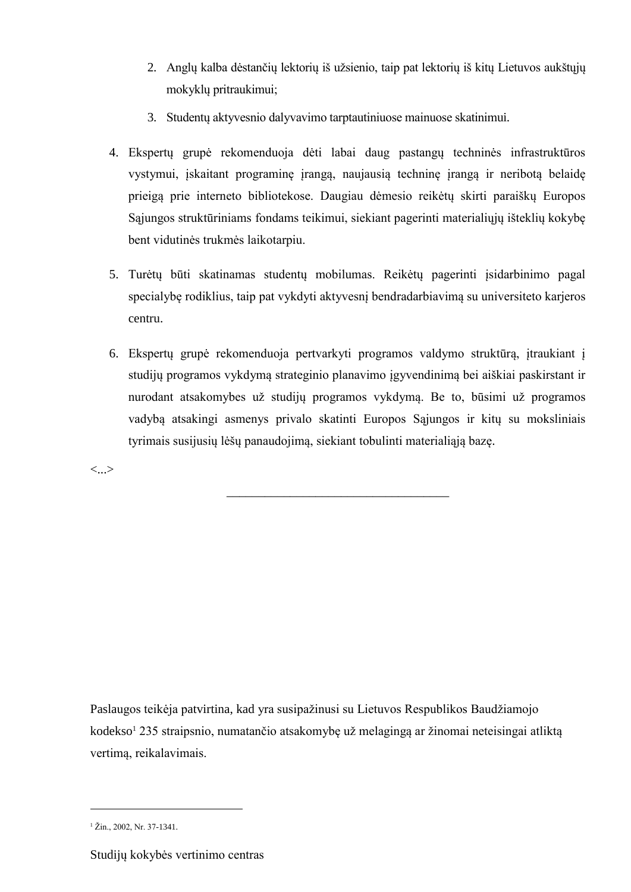2. Anglų kalba dėstančių lektorių iš užsienio, taip pat lektorių iš kitų Lietuvos aukštųjų mokyklų pritraukimui;
3. Studentų aktyvesnio dalyvavimo tarptautiniuose mainuose skatinimui.

4. Ekspertų grupė rekomenduoja dėti labai daug pastangų techninės infrastruktūros vystymui, įskaitant programinę įrangą, naujausią techninę įrangą ir neribotą belaidę prieigą prie interneto bibliotekose. Daugiau dėmesio reikėtų skirti paraiškų Europos Sąjungos struktūriniams fondams teikimui, siekiant pagerinti materialiųjų išteklių kokybę bent vidutinės trukmės laikotarpiu.
5. Turėtų būti skatinamas studentų mobilumas. Reikėtų pagerinti įsidarbinimo pagal specialybę rodiklius, taip pat vykdyti aktyvesnį bendradarbiavimą su universiteto karjeros centru.
6. Ekspertų grupė rekomenduoja pertvarkyti programos valdymo struktūrą, įtraukiant į studijų programos vykdymą strateginio planavimo įgyvendinimą bei aiškiai paskirstant ir nurodant atsakomybes už studijų programos vykdymą. Be to, būsimi už programos vadybą atsakingi asmenys privalo skatinti Europos Sąjungos ir kitų su moksliniais tyrimais susijusių lėšų panaudojimą, siekiant tobulinti materialiąją bazę.

<...>

———————————————————

Paslaugos teikėja patvirtina, kad yra susipažinusi su Lietuvos Respublikos Baudžiamojo kodekso[1] 235 straipsnio, numatančio atsakomybę už melagingą ar žinomai neteisingai atliktą vertimą, reikalavimais.

[1] Žin., 2002, Nr. 37-1341.

Studijų kokybės vertinimo centras